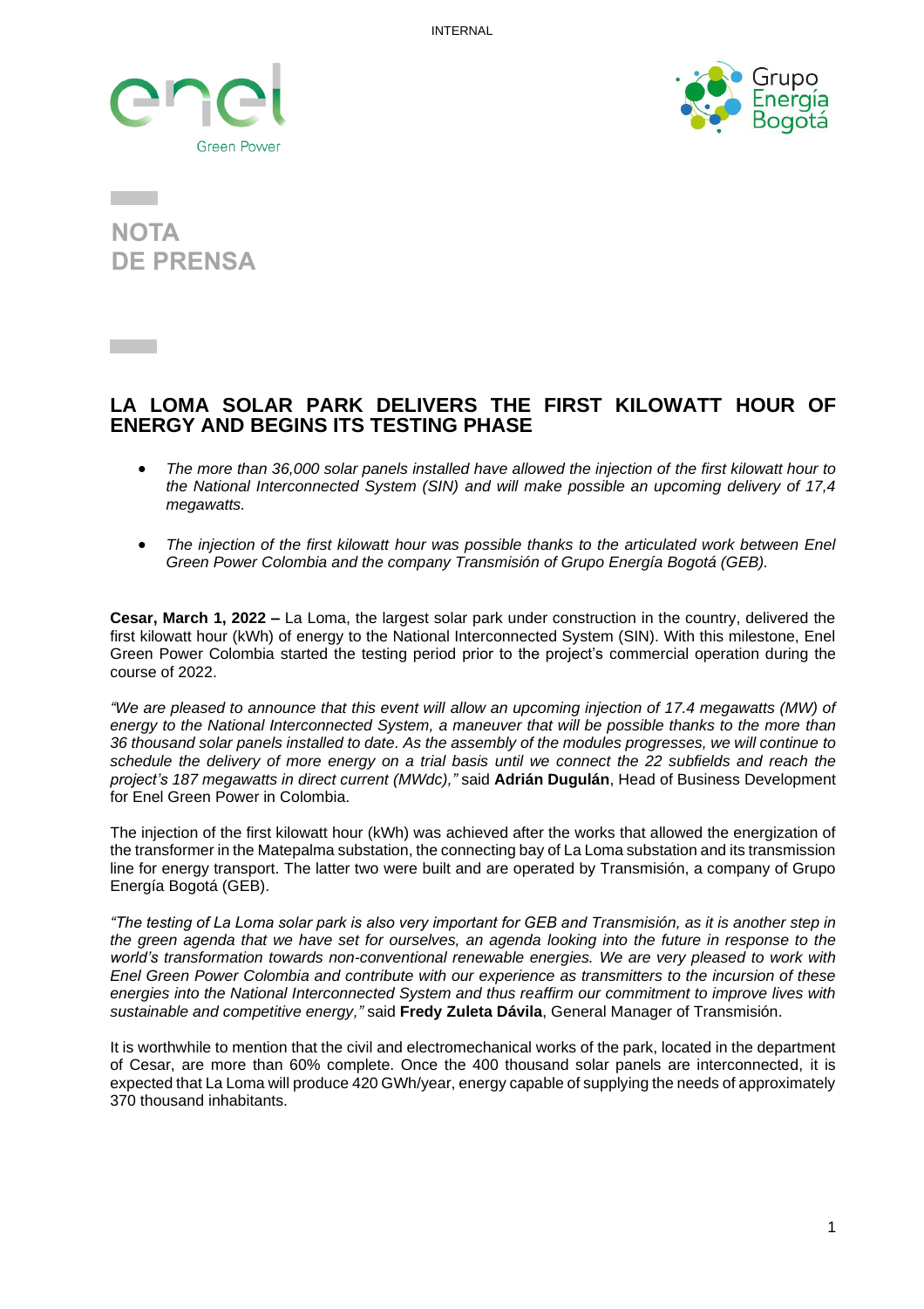NOTA
DE PRENSA

# LA LOMA SOLAR PARK DELIVERS THE FIRST KILOWATT HOUR OF ENERGY AND BEGINS ITS TESTING PHASE

- *The more than 36,000 solar panels installed have allowed the injection of the first kilowatt hour to the National Interconnected System (SIN) and will make possible an upcoming delivery of 17,4 megawatts.*

- *The injection of the first kilowatt hour was possible thanks to the articulated work between Enel Green Power Colombia and the company Transmisión of Grupo Energía Bogotá (GEB).*

**Cesar, March 1, 2022 –** La Loma, the largest solar park under construction in the country, delivered the first kilowatt hour (kWh) of energy to the National Interconnected System (SIN). With this milestone, Enel Green Power Colombia started the testing period prior to the project's commercial operation during the course of 2022.

*"We are pleased to announce that this event will allow an upcoming injection of 17.4 megawatts (MW) of energy to the National Interconnected System, a maneuver that will be possible thanks to the more than 36 thousand solar panels installed to date. As the assembly of the modules progresses, we will continue to schedule the delivery of more energy on a trial basis until we connect the 22 subfields and reach the project's 187 megawatts in direct current (MWdc),"* said **Adrián Duguián**, Head of Business Development for Enel Green Power in Colombia.

The injection of the first kilowatt hour (kWh) was achieved after the works that allowed the energization of the transformer in the Matepalma substation, the connecting bay of La Loma substation and its transmission line for energy transport. The latter two were built and are operated by Transmisión, a company of Grupo Energía Bogotá (GEB).

*"The testing of La Loma solar park is also very important for GEB and Transmisión, as it is another step in the green agenda that we have set for ourselves, an agenda looking into the future in response to the world's transformation towards non-conventional renewable energies. We are very pleased to work with Enel Green Power Colombia and contribute with our experience as transmitters to the incursion of these energies into the National Interconnected System and thus reaffirm our commitment to improve lives with sustainable and competitive energy,"* said **Fredy Zuleta Dávila**, General Manager of Transmisión.

It is worthwhile to mention that the civil and electromechanical works of the park, located in the department of Cesar, are more than 60% complete. Once the 400 thousand solar panels are interconnected, it is expected that La Loma will produce 420 GWh/year, energy capable of supplying the needs of approximately 370 thousand inhabitants.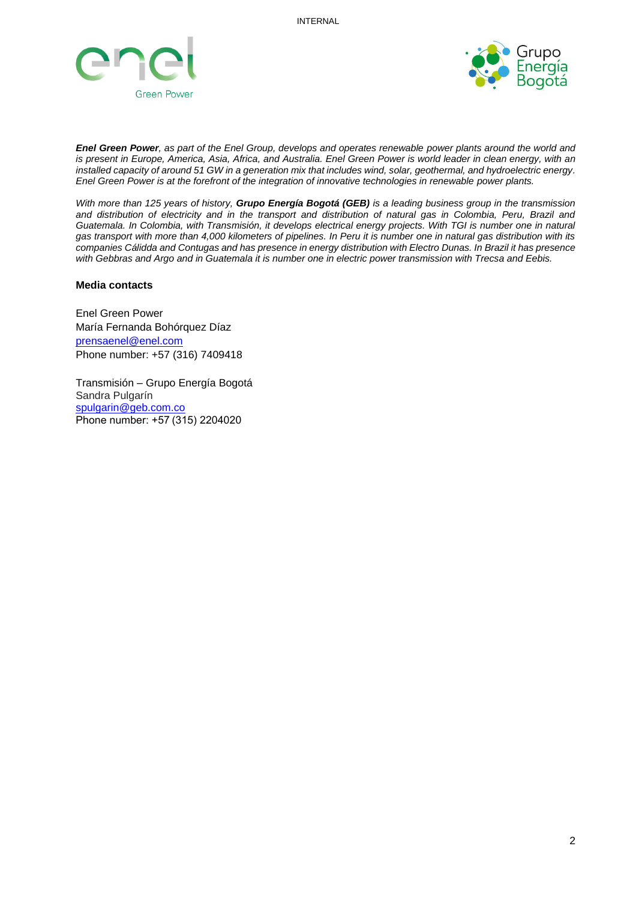***Enel Green Power**, as part of the Enel Group, develops and operates renewable power plants around the world and is present in Europe, America, Asia, Africa, and Australia. Enel Green Power is world leader in clean energy, with an installed capacity of around 51 GW in a generation mix that includes wind, solar, geothermal, and hydroelectric energy. Enel Green Power is at the forefront of the integration of innovative technologies in renewable power plants.*

*With more than 125 years of history, **Grupo Energía Bogotá (GEB)** is a leading business group in the transmission and distribution of electricity and in the transport and distribution of natural gas in Colombia, Peru, Brazil and Guatemala. In Colombia, with Transmisión, it develops electrical energy projects. With TGI is number one in natural gas transport with more than 4,000 kilometers of pipelines. In Peru it is number one in natural gas distribution with its companies Cálidda and Contugas and has presence in energy distribution with Electro Dunas. In Brazil it has presence with Gebbras and Argo and in Guatemala it is number one in electric power transmission with Trecsa and Eebis.*

**Media contacts**

Enel Green Power
María Fernanda Bohórquez Díaz
prensaenel@enel.com
Phone number: +57 (316) 7409418

Transmisión – Grupo Energía Bogotá
Sandra Pulgarín
spulgarin@geb.com.co
Phone number: +57 (315) 2204020